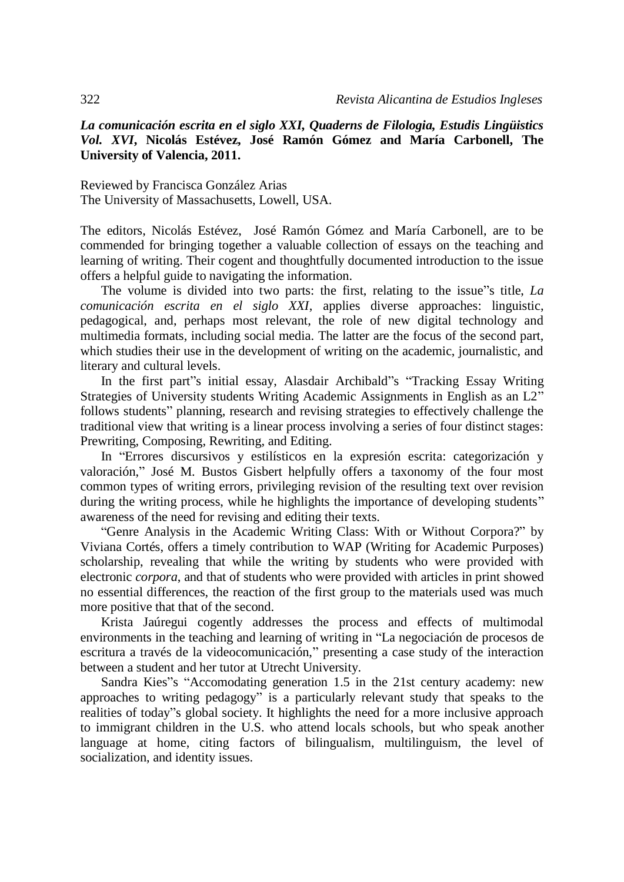***La comunicación escrita en el siglo XXI, Quaderns de Filologia, Estudis Lingüistics Vol. XVI*, Nicolás Estévez, José Ramón Gómez and María Carbonell, The University of Valencia, 2011.**

Reviewed by Francisca González Arias
The University of Massachusetts, Lowell, USA.

The editors, Nicolás Estévez, José Ramón Gómez and María Carbonell, are to be commended for bringing together a valuable collection of essays on the teaching and learning of writing. Their cogent and thoughtfully documented introduction to the issue offers a helpful guide to navigating the information.

The volume is divided into two parts: the first, relating to the issue"s title, *La comunicación escrita en el siglo XXI*, applies diverse approaches: linguistic, pedagogical, and, perhaps most relevant, the role of new digital technology and multimedia formats, including social media. The latter are the focus of the second part, which studies their use in the development of writing on the academic, journalistic, and literary and cultural levels.

In the first part"s initial essay, Alasdair Archibald"s "Tracking Essay Writing Strategies of University students Writing Academic Assignments in English as an L2" follows students" planning, research and revising strategies to effectively challenge the traditional view that writing is a linear process involving a series of four distinct stages: Prewriting, Composing, Rewriting, and Editing.

In "Errores discursivos y estilísticos en la expresión escrita: categorización y valoración," José M. Bustos Gisbert helpfully offers a taxonomy of the four most common types of writing errors, privileging revision of the resulting text over revision during the writing process, while he highlights the importance of developing students" awareness of the need for revising and editing their texts.

"Genre Analysis in the Academic Writing Class: With or Without Corpora?" by Viviana Cortés, offers a timely contribution to WAP (Writing for Academic Purposes) scholarship, revealing that while the writing by students who were provided with electronic *corpora*, and that of students who were provided with articles in print showed no essential differences, the reaction of the first group to the materials used was much more positive that that of the second.

Krista Jaúregui cogently addresses the process and effects of multimodal environments in the teaching and learning of writing in "La negociación de procesos de escritura a través de la videocomunicación," presenting a case study of the interaction between a student and her tutor at Utrecht University.

Sandra Kies"s "Accomodating generation 1.5 in the 21st century academy: new approaches to writing pedagogy" is a particularly relevant study that speaks to the realities of today"s global society. It highlights the need for a more inclusive approach to immigrant children in the U.S. who attend locals schools, but who speak another language at home, citing factors of bilingualism, multilinguism, the level of socialization, and identity issues.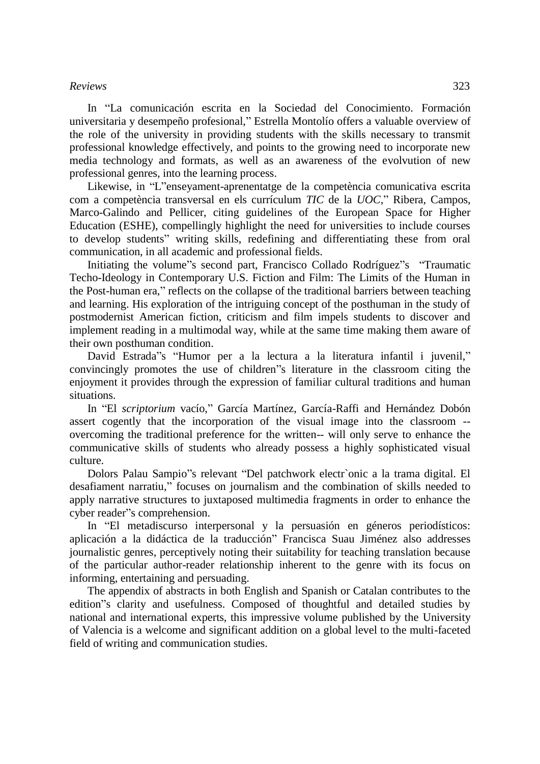In "La comunicación escrita en la Sociedad del Conocimiento. Formación universitaria y desempeño profesional," Estrella Montolío offers a valuable overview of the role of the university in providing students with the skills necessary to transmit professional knowledge effectively, and points to the growing need to incorporate new media technology and formats, as well as an awareness of the evolvution of new professional genres, into the learning process.

Likewise, in "L"enseyament-aprenentatge de la competència comunicativa escrita com a competència transversal en els currículum *TIC* de la *UOC*," Ribera, Campos, Marco-Galindo and Pellicer, citing guidelines of the European Space for Higher Education (ESHE), compellingly highlight the need for universities to include courses to develop students" writing skills, redefining and differentiating these from oral communication, in all academic and professional fields.

Initiating the volume"s second part, Francisco Collado Rodríguez"s "Traumatic Techo-Ideology in Contemporary U.S. Fiction and Film: The Limits of the Human in the Post-human era," reflects on the collapse of the traditional barriers between teaching and learning. His exploration of the intriguing concept of the posthuman in the study of postmodernist American fiction, criticism and film impels students to discover and implement reading in a multimodal way, while at the same time making them aware of their own posthuman condition.

David Estrada"s "Humor per a la lectura a la literatura infantil i juvenil," convincingly promotes the use of children"s literature in the classroom citing the enjoyment it provides through the expression of familiar cultural traditions and human situations.

In "El *scriptorium* vacío," García Martínez, García-Raffi and Hernández Dobón assert cogently that the incorporation of the visual image into the classroom --overcoming the traditional preference for the written-- will only serve to enhance the communicative skills of students who already possess a highly sophisticated visual culture.

Dolors Palau Sampio"s relevant "Del patchwork electr`onic a la trama digital. El desafiament narratiu," focuses on journalism and the combination of skills needed to apply narrative structures to juxtaposed multimedia fragments in order to enhance the cyber reader"s comprehension.

In "El metadiscurso interpersonal y la persuasión en géneros periodísticos: aplicación a la didáctica de la traducción" Francisca Suau Jiménez also addresses journalistic genres, perceptively noting their suitability for teaching translation because of the particular author-reader relationship inherent to the genre with its focus on informing, entertaining and persuading.

The appendix of abstracts in both English and Spanish or Catalan contributes to the edition"s clarity and usefulness. Composed of thoughtful and detailed studies by national and international experts, this impressive volume published by the University of Valencia is a welcome and significant addition on a global level to the multi-faceted field of writing and communication studies.